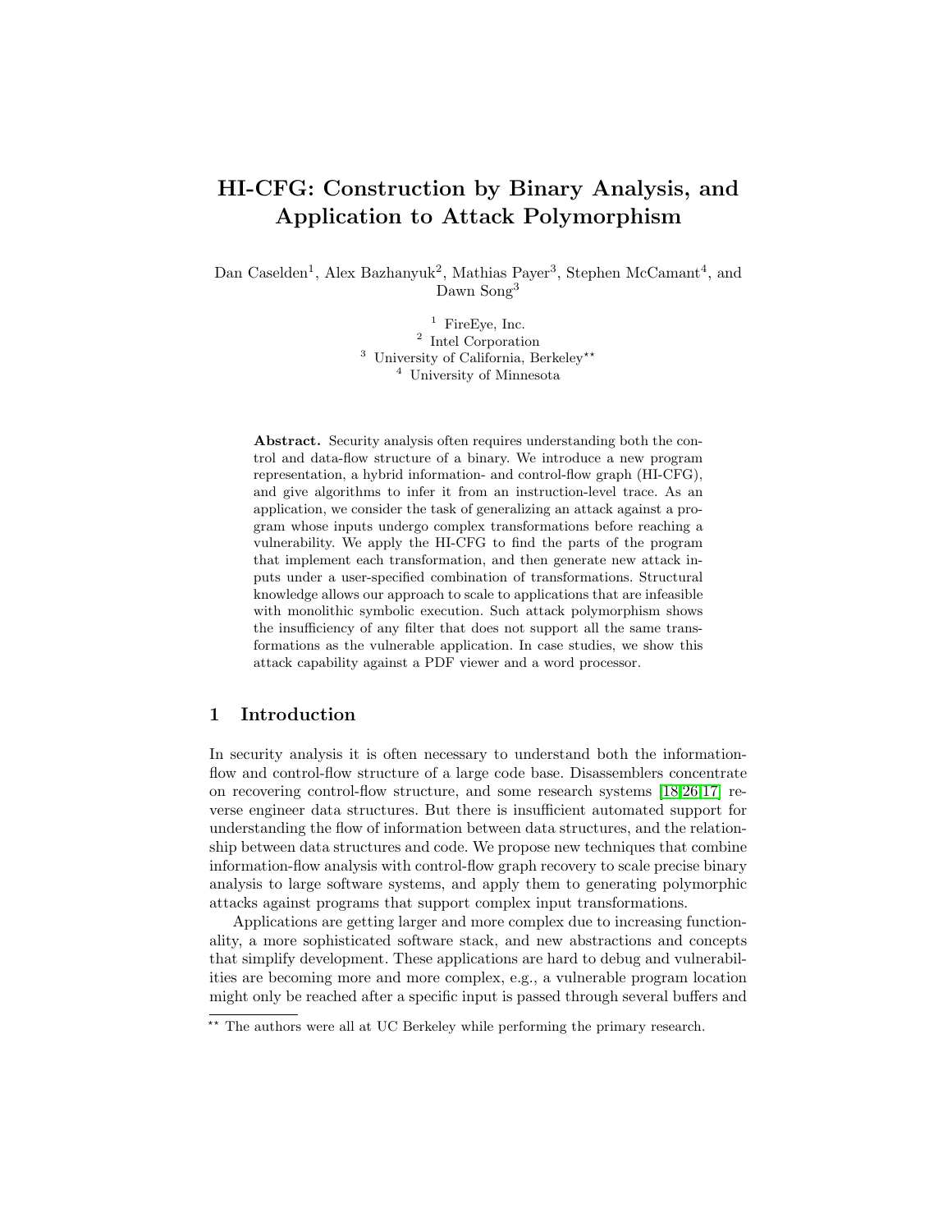# HI-CFG: Construction by Binary Analysis, and Application to Attack Polymorphism

Dan Caselden[1], Alex Bazhanyuk[2], Mathias Payer[3], Stephen McCamant[4], and Dawn Song[3]

[1] FireEye, Inc.  
[2] Intel Corporation  
[3] University of California, Berkeley[**]  
[4] University of Minnesota

**Abstract.** Security analysis often requires understanding both the control and data-flow structure of a binary. We introduce a new program representation, a hybrid information- and control-flow graph (HI-CFG), and give algorithms to infer it from an instruction-level trace. As an application, we consider the task of generalizing an attack against a program whose inputs undergo complex transformations before reaching a vulnerability. We apply the HI-CFG to find the parts of the program that implement each transformation, and then generate new attack inputs under a user-specified combination of transformations. Structural knowledge allows our approach to scale to applications that are infeasible with monolithic symbolic execution. Such attack polymorphism shows the insufficiency of any filter that does not support all the same transformations as the vulnerable application. In case studies, we show this attack capability against a PDF viewer and a word processor.

## 1 Introduction

In security analysis it is often necessary to understand both the information-flow and control-flow structure of a large code base. Disassemblers concentrate on recovering control-flow structure, and some research systems [18,26,17] reverse engineer data structures. But there is insufficient automated support for understanding the flow of information between data structures, and the relationship between data structures and code. We propose new techniques that combine information-flow analysis with control-flow graph recovery to scale precise binary analysis to large software systems, and apply them to generating polymorphic attacks against programs that support complex input transformations.

Applications are getting larger and more complex due to increasing functionality, a more sophisticated software stack, and new abstractions and concepts that simplify development. These applications are hard to debug and vulnerabilities are becoming more and more complex, e.g., a vulnerable program location might only be reached after a specific input is passed through several buffers and

[**] The authors were all at UC Berkeley while performing the primary research.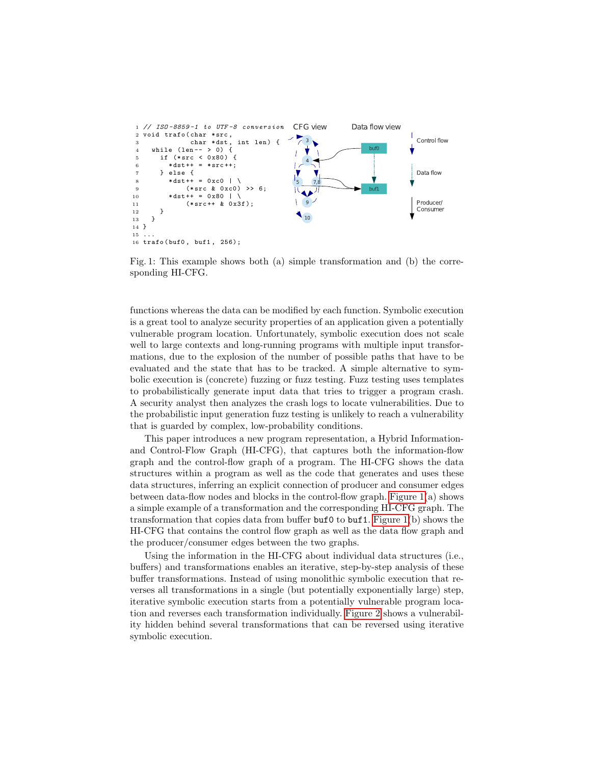```c
// ISO-8859-1 to UTF-8 conversion
void trafo(char *src,
           char *dst, int len) {
  while (len-- > 0) {
    if (*src < 0x80) {
      *dst++ = *src++;
    } else {
      *dst++ = 0xc0 | \
          (*src & 0xc0) >> 6;
      *dst++ = 0x80 | \
          (*src++ & 0x3f);
    }
  }
}
...
trafo(buf0, buf1, 256);
```

Fig. 1: This example shows both (a) simple transformation and (b) the corresponding HI-CFG.

functions whereas the data can be modified by each function. Symbolic execution is a great tool to analyze security properties of an application given a potentially vulnerable program location. Unfortunately, symbolic execution does not scale well to large contexts and long-running programs with multiple input transformations, due to the explosion of the number of possible paths that have to be evaluated and the state that has to be tracked. A simple alternative to symbolic execution is (concrete) fuzzing or fuzz testing. Fuzz testing uses templates to probabilistically generate input data that tries to trigger a program crash. A security analyst then analyzes the crash logs to locate vulnerabilities. Due to the probabilistic input generation fuzz testing is unlikely to reach a vulnerability that is guarded by complex, low-probability conditions.

This paper introduces a new program representation, a Hybrid Information- and Control-Flow Graph (HI-CFG), that captures both the information-flow graph and the control-flow graph of a program. The HI-CFG shows the data structures within a program as well as the code that generates and uses these data structures, inferring an explicit connection of producer and consumer edges between data-flow nodes and blocks in the control-flow graph. Figure 1(a) shows a simple example of a transformation and the corresponding HI-CFG graph. The transformation that copies data from buffer `buf0` to `buf1`. Figure 1(b) shows the HI-CFG that contains the control flow graph as well as the data flow graph and the producer/consumer edges between the two graphs.

Using the information in the HI-CFG about individual data structures (i.e., buffers) and transformations enables an iterative, step-by-step analysis of these buffer transformations. Instead of using monolithic symbolic execution that reverses all transformations in a single (but potentially exponentially large) step, iterative symbolic execution starts from a potentially vulnerable program location and reverses each transformation individually. Figure 2 shows a vulnerability hidden behind several transformations that can be reversed using iterative symbolic execution.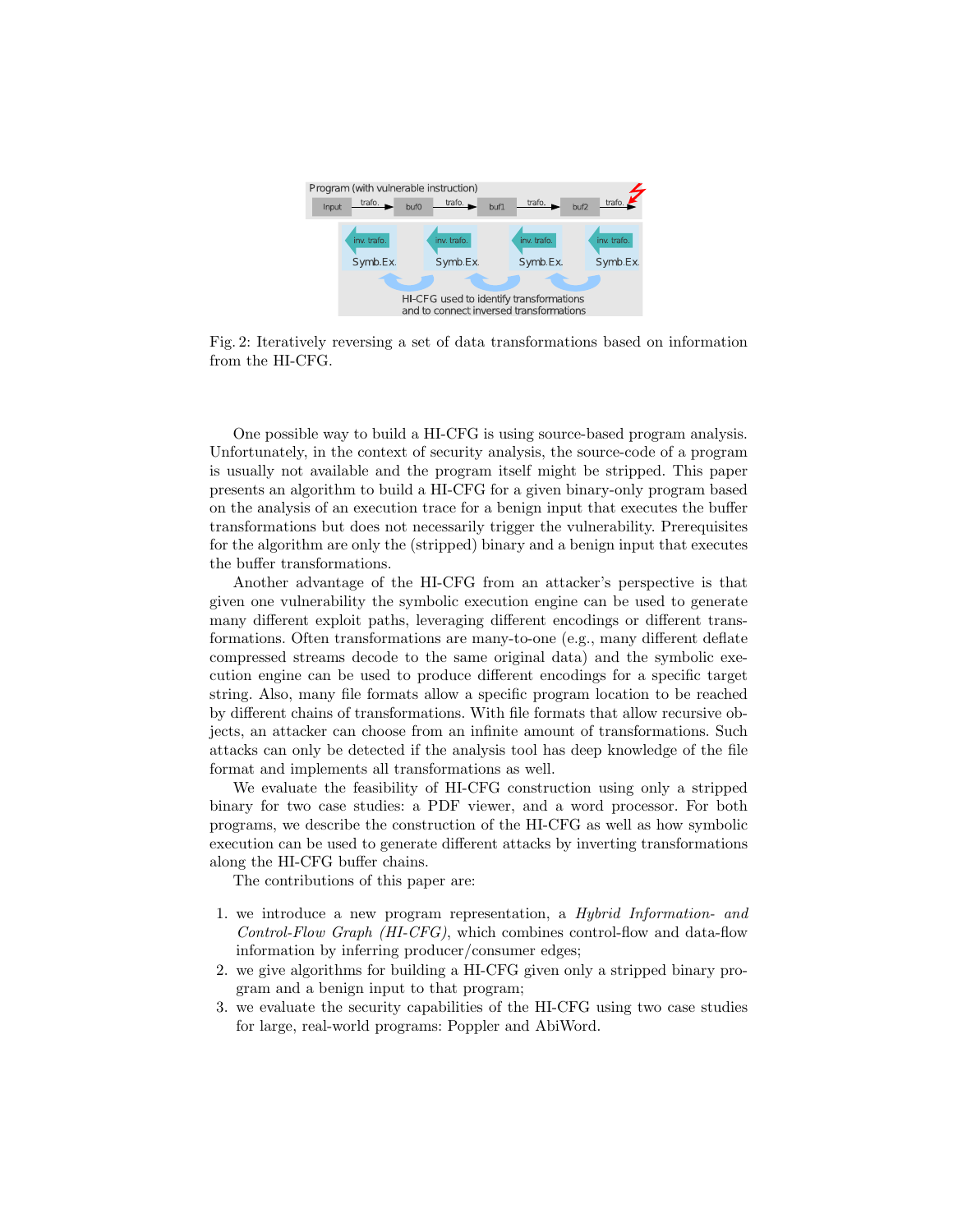Program (with vulnerable instruction)

Input — trafo. → buf0 — trafo. → buf1 — trafo. → buf2 — trafo. →

inv. trafo. Symb.Ex. | inv. trafo. Symb.Ex. | inv. trafo. Symb.Ex. | inv. trafo. Symb.Ex.

HI-CFG used to identify transformations
and to connect inversed transformations

Fig. 2: Iteratively reversing a set of data transformations based on information from the HI-CFG.

One possible way to build a HI-CFG is using source-based program analysis. Unfortunately, in the context of security analysis, the source-code of a program is usually not available and the program itself might be stripped. This paper presents an algorithm to build a HI-CFG for a given binary-only program based on the analysis of an execution trace for a benign input that executes the buffer transformations but does not necessarily trigger the vulnerability. Prerequisites for the algorithm are only the (stripped) binary and a benign input that executes the buffer transformations.

Another advantage of the HI-CFG from an attacker's perspective is that given one vulnerability the symbolic execution engine can be used to generate many different exploit paths, leveraging different encodings or different transformations. Often transformations are many-to-one (e.g., many different deflate compressed streams decode to the same original data) and the symbolic execution engine can be used to produce different encodings for a specific target string. Also, many file formats allow a specific program location to be reached by different chains of transformations. With file formats that allow recursive objects, an attacker can choose from an infinite amount of transformations. Such attacks can only be detected if the analysis tool has deep knowledge of the file format and implements all transformations as well.

We evaluate the feasibility of HI-CFG construction using only a stripped binary for two case studies: a PDF viewer, and a word processor. For both programs, we describe the construction of the HI-CFG as well as how symbolic execution can be used to generate different attacks by inverting transformations along the HI-CFG buffer chains.

The contributions of this paper are:

1. we introduce a new program representation, a *Hybrid Information- and Control-Flow Graph (HI-CFG)*, which combines control-flow and data-flow information by inferring producer/consumer edges;
2. we give algorithms for building a HI-CFG given only a stripped binary program and a benign input to that program;
3. we evaluate the security capabilities of the HI-CFG using two case studies for large, real-world programs: Poppler and AbiWord.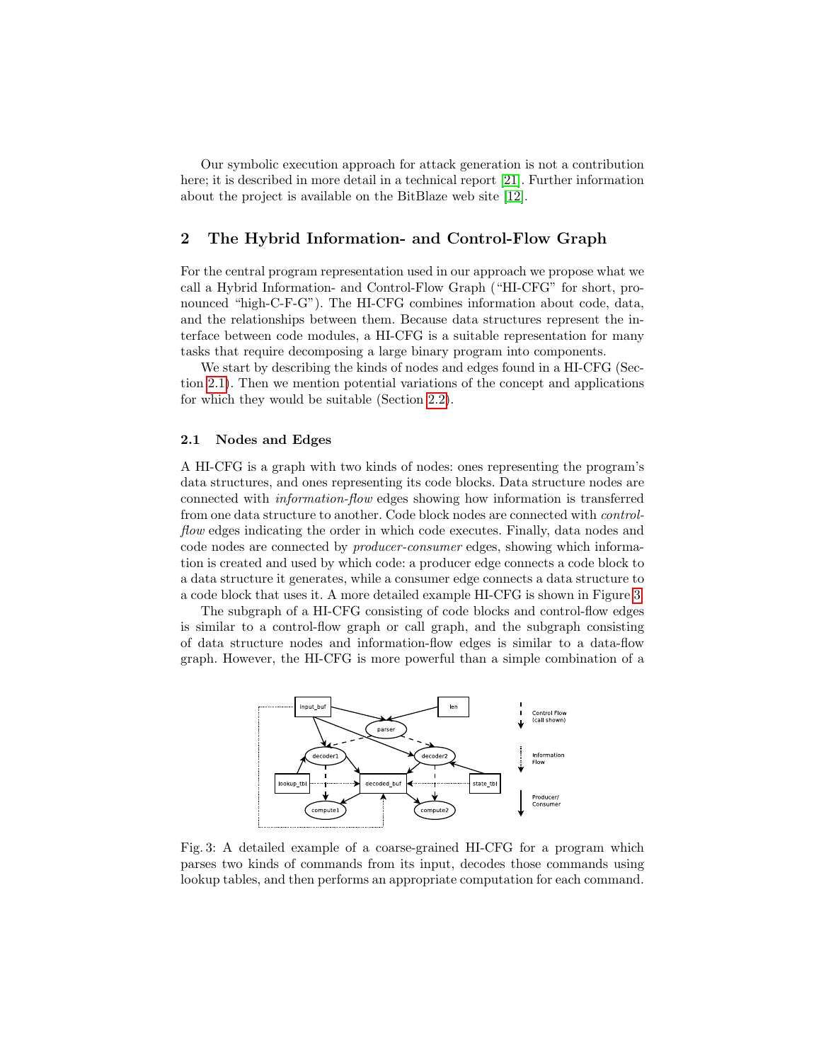Our symbolic execution approach for attack generation is not a contribution here; it is described in more detail in a technical report [21]. Further information about the project is available on the BitBlaze web site [12].

## 2 The Hybrid Information- and Control-Flow Graph

For the central program representation used in our approach we propose what we call a Hybrid Information- and Control-Flow Graph ("HI-CFG" for short, pronounced "high-C-F-G"). The HI-CFG combines information about code, data, and the relationships between them. Because data structures represent the interface between code modules, a HI-CFG is a suitable representation for many tasks that require decomposing a large binary program into components.

We start by describing the kinds of nodes and edges found in a HI-CFG (Section 2.1). Then we mention potential variations of the concept and applications for which they would be suitable (Section 2.2).

### 2.1 Nodes and Edges

A HI-CFG is a graph with two kinds of nodes: ones representing the program's data structures, and ones representing its code blocks. Data structure nodes are connected with *information-flow* edges showing how information is transferred from one data structure to another. Code block nodes are connected with *control-flow* edges indicating the order in which code executes. Finally, data nodes and code nodes are connected by *producer-consumer* edges, showing which information is created and used by which code: a producer edge connects a code block to a data structure it generates, while a consumer edge connects a data structure to a code block that uses it. A more detailed example HI-CFG is shown in Figure 3.

The subgraph of a HI-CFG consisting of code blocks and control-flow edges is similar to a control-flow graph or call graph, and the subgraph consisting of data structure nodes and information-flow edges is similar to a data-flow graph. However, the HI-CFG is more powerful than a simple combination of a

Fig. 3: A detailed example of a coarse-grained HI-CFG for a program which parses two kinds of commands from its input, decodes those commands using lookup tables, and then performs an appropriate computation for each command.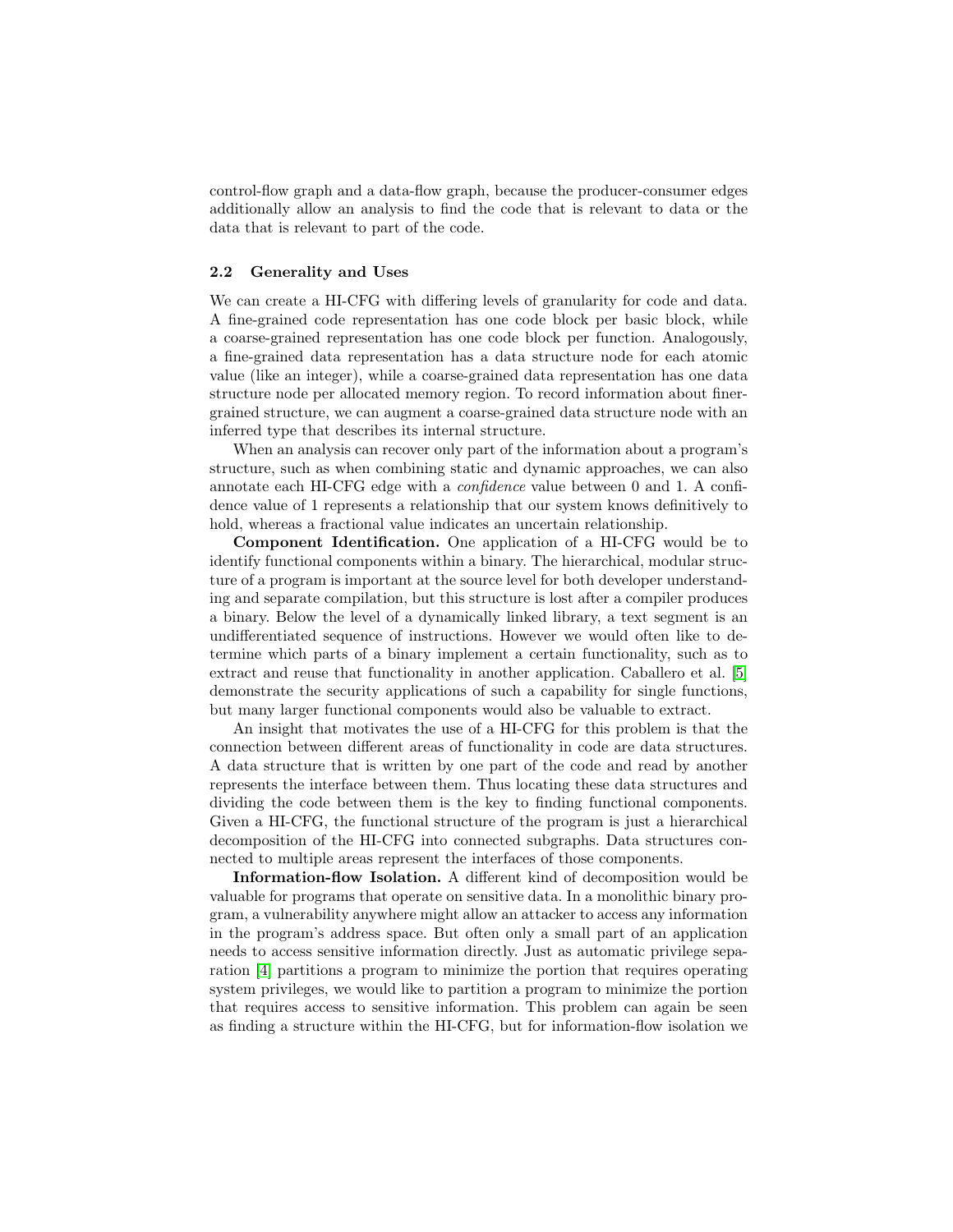control-flow graph and a data-flow graph, because the producer-consumer edges additionally allow an analysis to find the code that is relevant to data or the data that is relevant to part of the code.

### 2.2 Generality and Uses

We can create a HI-CFG with differing levels of granularity for code and data. A fine-grained code representation has one code block per basic block, while a coarse-grained representation has one code block per function. Analogously, a fine-grained data representation has a data structure node for each atomic value (like an integer), while a coarse-grained data representation has one data structure node per allocated memory region. To record information about finer-grained structure, we can augment a coarse-grained data structure node with an inferred type that describes its internal structure.

When an analysis can recover only part of the information about a program's structure, such as when combining static and dynamic approaches, we can also annotate each HI-CFG edge with a *confidence* value between 0 and 1. A confidence value of 1 represents a relationship that our system knows definitively to hold, whereas a fractional value indicates an uncertain relationship.

**Component Identification.** One application of a HI-CFG would be to identify functional components within a binary. The hierarchical, modular structure of a program is important at the source level for both developer understanding and separate compilation, but this structure is lost after a compiler produces a binary. Below the level of a dynamically linked library, a text segment is an undifferentiated sequence of instructions. However we would often like to determine which parts of a binary implement a certain functionality, such as to extract and reuse that functionality in another application. Caballero et al. [5] demonstrate the security applications of such a capability for single functions, but many larger functional components would also be valuable to extract.

An insight that motivates the use of a HI-CFG for this problem is that the connection between different areas of functionality in code are data structures. A data structure that is written by one part of the code and read by another represents the interface between them. Thus locating these data structures and dividing the code between them is the key to finding functional components. Given a HI-CFG, the functional structure of the program is just a hierarchical decomposition of the HI-CFG into connected subgraphs. Data structures connected to multiple areas represent the interfaces of those components.

**Information-flow Isolation.** A different kind of decomposition would be valuable for programs that operate on sensitive data. In a monolithic binary program, a vulnerability anywhere might allow an attacker to access any information in the program's address space. But often only a small part of an application needs to access sensitive information directly. Just as automatic privilege separation [4] partitions a program to minimize the portion that requires operating system privileges, we would like to partition a program to minimize the portion that requires access to sensitive information. This problem can again be seen as finding a structure within the HI-CFG, but for information-flow isolation we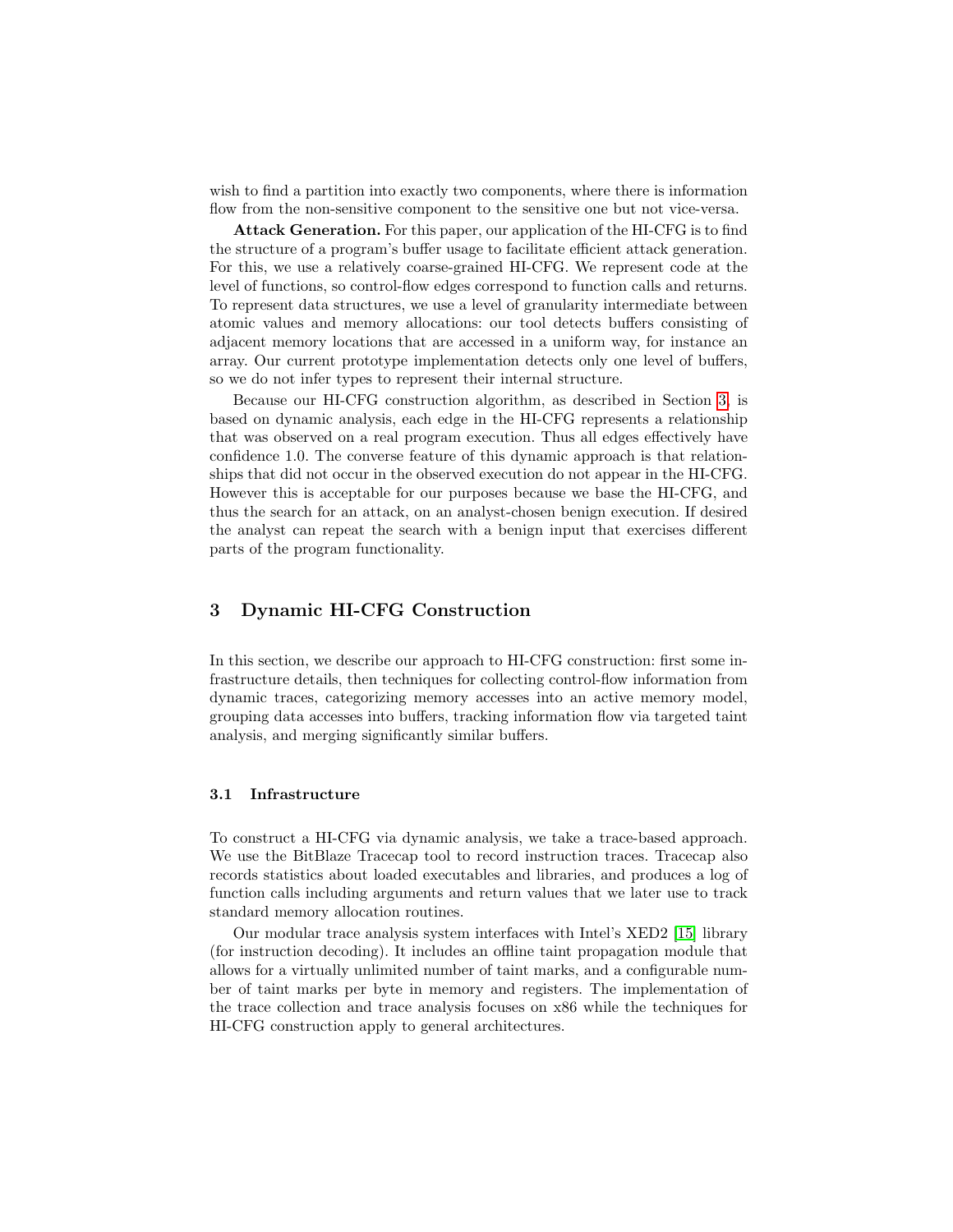wish to find a partition into exactly two components, where there is information flow from the non-sensitive component to the sensitive one but not vice-versa.

**Attack Generation.** For this paper, our application of the HI-CFG is to find the structure of a program's buffer usage to facilitate efficient attack generation. For this, we use a relatively coarse-grained HI-CFG. We represent code at the level of functions, so control-flow edges correspond to function calls and returns. To represent data structures, we use a level of granularity intermediate between atomic values and memory allocations: our tool detects buffers consisting of adjacent memory locations that are accessed in a uniform way, for instance an array. Our current prototype implementation detects only one level of buffers, so we do not infer types to represent their internal structure.

Because our HI-CFG construction algorithm, as described in Section 3, is based on dynamic analysis, each edge in the HI-CFG represents a relationship that was observed on a real program execution. Thus all edges effectively have confidence 1.0. The converse feature of this dynamic approach is that relationships that did not occur in the observed execution do not appear in the HI-CFG. However this is acceptable for our purposes because we base the HI-CFG, and thus the search for an attack, on an analyst-chosen benign execution. If desired the analyst can repeat the search with a benign input that exercises different parts of the program functionality.

## 3 Dynamic HI-CFG Construction

In this section, we describe our approach to HI-CFG construction: first some infrastructure details, then techniques for collecting control-flow information from dynamic traces, categorizing memory accesses into an active memory model, grouping data accesses into buffers, tracking information flow via targeted taint analysis, and merging significantly similar buffers.

### 3.1 Infrastructure

To construct a HI-CFG via dynamic analysis, we take a trace-based approach. We use the BitBlaze Tracecap tool to record instruction traces. Tracecap also records statistics about loaded executables and libraries, and produces a log of function calls including arguments and return values that we later use to track standard memory allocation routines.

Our modular trace analysis system interfaces with Intel's XED2 [15] library (for instruction decoding). It includes an offline taint propagation module that allows for a virtually unlimited number of taint marks, and a configurable number of taint marks per byte in memory and registers. The implementation of the trace collection and trace analysis focuses on x86 while the techniques for HI-CFG construction apply to general architectures.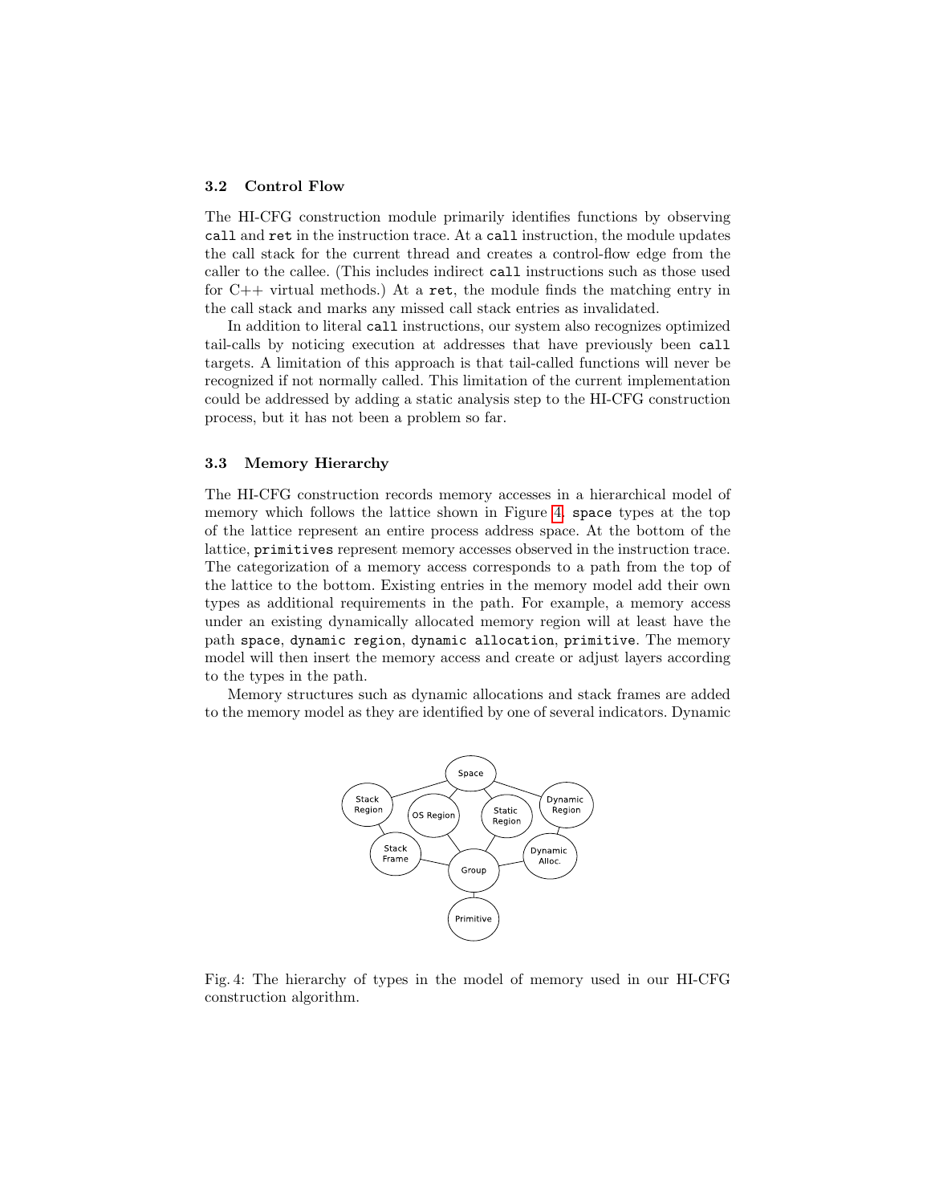### 3.2 Control Flow

The HI-CFG construction module primarily identifies functions by observing `call` and `ret` in the instruction trace. At a `call` instruction, the module updates the call stack for the current thread and creates a control-flow edge from the caller to the callee. (This includes indirect `call` instructions such as those used for C++ virtual methods.) At a `ret`, the module finds the matching entry in the call stack and marks any missed call stack entries as invalidated.

In addition to literal `call` instructions, our system also recognizes optimized tail-calls by noticing execution at addresses that have previously been `call` targets. A limitation of this approach is that tail-called functions will never be recognized if not normally called. This limitation of the current implementation could be addressed by adding a static analysis step to the HI-CFG construction process, but it has not been a problem so far.

### 3.3 Memory Hierarchy

The HI-CFG construction records memory accesses in a hierarchical model of memory which follows the lattice shown in Figure 4. `space` types at the top of the lattice represent an entire process address space. At the bottom of the lattice, `primitives` represent memory accesses observed in the instruction trace. The categorization of a memory access corresponds to a path from the top of the lattice to the bottom. Existing entries in the memory model add their own types as additional requirements in the path. For example, a memory access under an existing dynamically allocated memory region will at least have the path `space`, `dynamic region`, `dynamic allocation`, `primitive`. The memory model will then insert the memory access and create or adjust layers according to the types in the path.

Memory structures such as dynamic allocations and stack frames are added to the memory model as they are identified by one of several indicators. Dynamic

Fig. 4: The hierarchy of types in the model of memory used in our HI-CFG construction algorithm.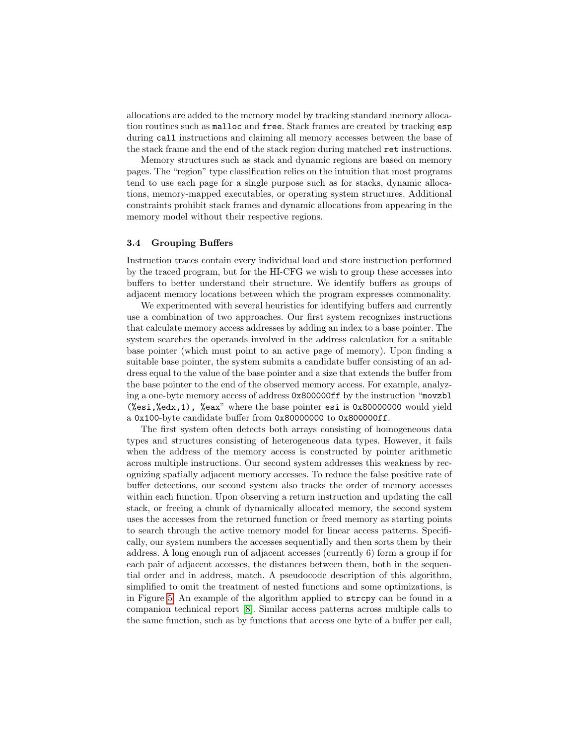allocations are added to the memory model by tracking standard memory allocation routines such as `malloc` and `free`. Stack frames are created by tracking `esp` during `call` instructions and claiming all memory accesses between the base of the stack frame and the end of the stack region during matched `ret` instructions.

Memory structures such as stack and dynamic regions are based on memory pages. The "region" type classification relies on the intuition that most programs tend to use each page for a single purpose such as for stacks, dynamic allocations, memory-mapped executables, or operating system structures. Additional constraints prohibit stack frames and dynamic allocations from appearing in the memory model without their respective regions.

### 3.4 Grouping Buffers

Instruction traces contain every individual load and store instruction performed by the traced program, but for the HI-CFG we wish to group these accesses into buffers to better understand their structure. We identify buffers as groups of adjacent memory locations between which the program expresses commonality.

We experimented with several heuristics for identifying buffers and currently use a combination of two approaches. Our first system recognizes instructions that calculate memory access addresses by adding an index to a base pointer. The system searches the operands involved in the address calculation for a suitable base pointer (which must point to an active page of memory). Upon finding a suitable base pointer, the system submits a candidate buffer consisting of an address equal to the value of the base pointer and a size that extends the buffer from the base pointer to the end of the observed memory access. For example, analyzing a one-byte memory access of address `0x800000ff` by the instruction "`movzbl (%esi,%edx,1), %eax`" where the base pointer `esi` is `0x80000000` would yield a `0x100`-byte candidate buffer from `0x80000000` to `0x800000ff`.

The first system often detects both arrays consisting of homogeneous data types and structures consisting of heterogeneous data types. However, it fails when the address of the memory access is constructed by pointer arithmetic across multiple instructions. Our second system addresses this weakness by recognizing spatially adjacent memory accesses. To reduce the false positive rate of buffer detections, our second system also tracks the order of memory accesses within each function. Upon observing a return instruction and updating the call stack, or freeing a chunk of dynamically allocated memory, the second system uses the accesses from the returned function or freed memory as starting points to search through the active memory model for linear access patterns. Specifically, our system numbers the accesses sequentially and then sorts them by their address. A long enough run of adjacent accesses (currently 6) form a group if for each pair of adjacent accesses, the distances between them, both in the sequential order and in address, match. A pseudocode description of this algorithm, simplified to omit the treatment of nested functions and some optimizations, is in Figure 5. An example of the algorithm applied to `strcpy` can be found in a companion technical report [8]. Similar access patterns across multiple calls to the same function, such as by functions that access one byte of a buffer per call,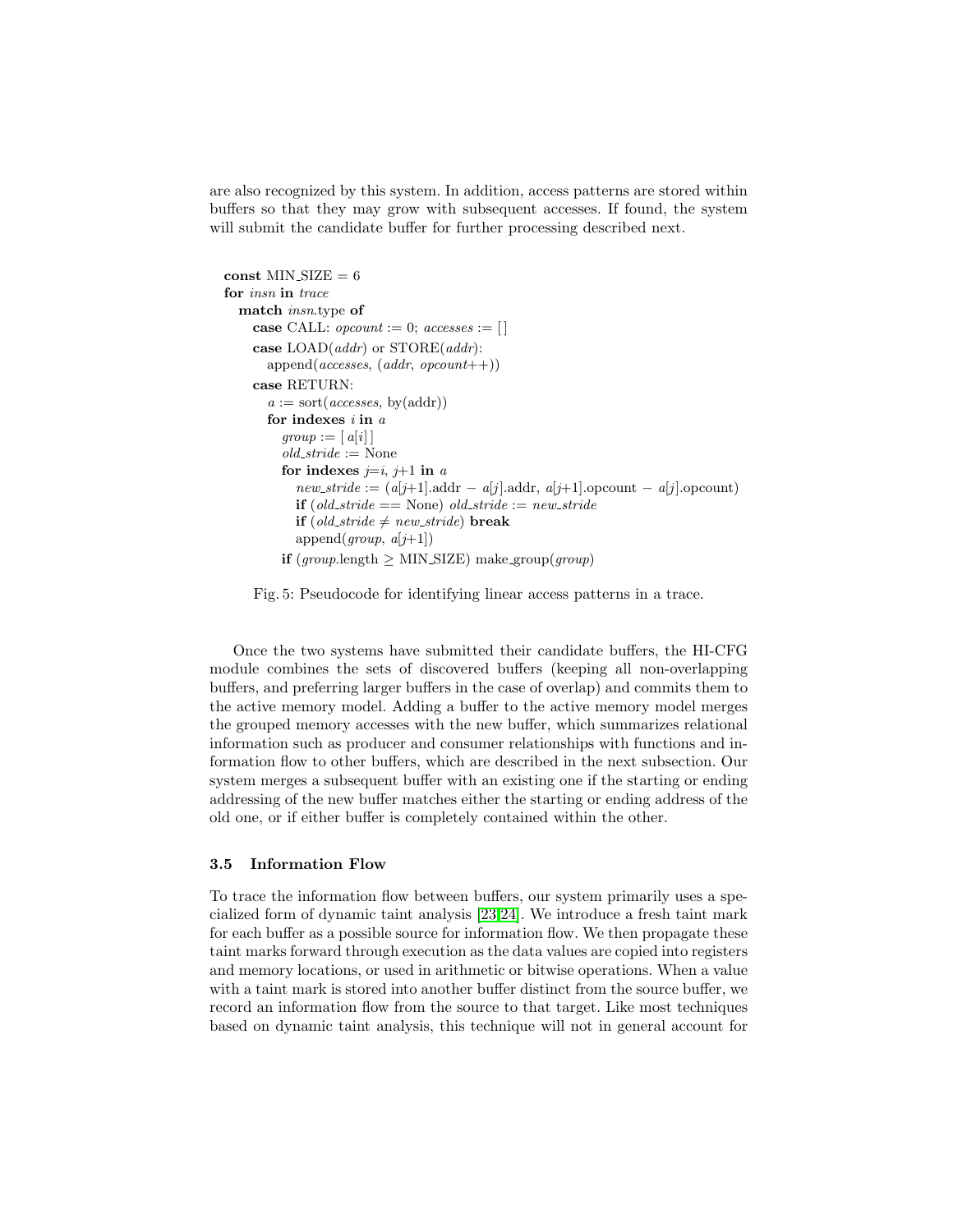are also recognized by this system. In addition, access patterns are stored within buffers so that they may grow with subsequent accesses. If found, the system will submit the candidate buffer for further processing described next.

```
const MIN_SIZE = 6
for insn in trace
  match insn.type of
    case CALL: opcount := 0; accesses := [ ]
    case LOAD(addr) or STORE(addr):
      append(accesses, (addr, opcount++))
    case RETURN:
      a := sort(accesses, by(addr))
      for indexes i in a
        group := [ a[i] ]
        old_stride := None
        for indexes j=i, j+1 in a
          new_stride := (a[j+1].addr − a[j].addr, a[j+1].opcount − a[j].opcount)
          if (old_stride == None) old_stride := new_stride
          if (old_stride ≠ new_stride) break
          append(group, a[j+1])
        if (group.length ≥ MIN_SIZE) make_group(group)
```

Fig. 5: Pseudocode for identifying linear access patterns in a trace.

Once the two systems have submitted their candidate buffers, the HI-CFG module combines the sets of discovered buffers (keeping all non-overlapping buffers, and preferring larger buffers in the case of overlap) and commits them to the active memory model. Adding a buffer to the active memory model merges the grouped memory accesses with the new buffer, which summarizes relational information such as producer and consumer relationships with functions and information flow to other buffers, which are described in the next subsection. Our system merges a subsequent buffer with an existing one if the starting or ending addressing of the new buffer matches either the starting or ending address of the old one, or if either buffer is completely contained within the other.

### 3.5 Information Flow

To trace the information flow between buffers, our system primarily uses a specialized form of dynamic taint analysis [23,24]. We introduce a fresh taint mark for each buffer as a possible source for information flow. We then propagate these taint marks forward through execution as the data values are copied into registers and memory locations, or used in arithmetic or bitwise operations. When a value with a taint mark is stored into another buffer distinct from the source buffer, we record an information flow from the source to that target. Like most techniques based on dynamic taint analysis, this technique will not in general account for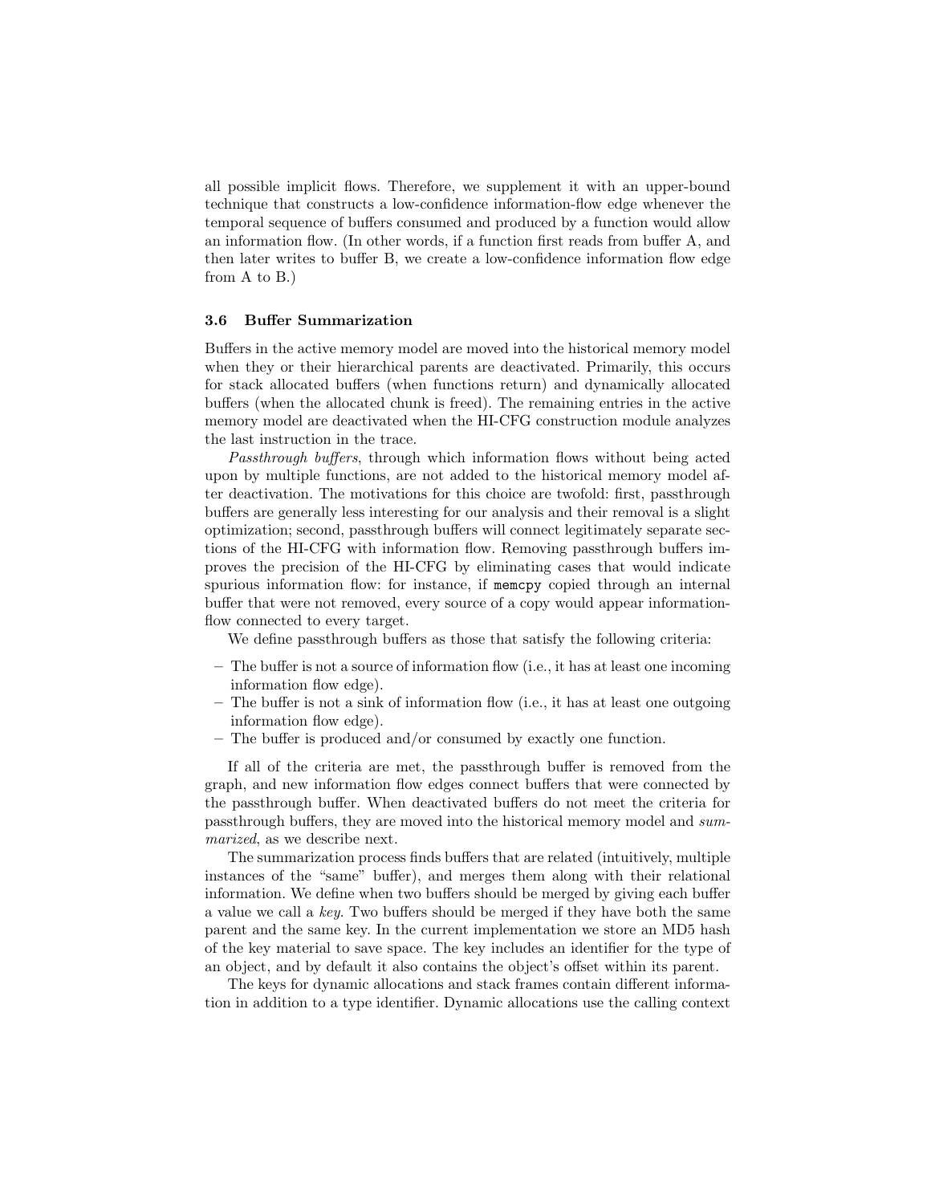all possible implicit flows. Therefore, we supplement it with an upper-bound technique that constructs a low-confidence information-flow edge whenever the temporal sequence of buffers consumed and produced by a function would allow an information flow. (In other words, if a function first reads from buffer A, and then later writes to buffer B, we create a low-confidence information flow edge from A to B.)

### 3.6 Buffer Summarization

Buffers in the active memory model are moved into the historical memory model when they or their hierarchical parents are deactivated. Primarily, this occurs for stack allocated buffers (when functions return) and dynamically allocated buffers (when the allocated chunk is freed). The remaining entries in the active memory model are deactivated when the HI-CFG construction module analyzes the last instruction in the trace.

*Passthrough buffers*, through which information flows without being acted upon by multiple functions, are not added to the historical memory model after deactivation. The motivations for this choice are twofold: first, passthrough buffers are generally less interesting for our analysis and their removal is a slight optimization; second, passthrough buffers will connect legitimately separate sections of the HI-CFG with information flow. Removing passthrough buffers improves the precision of the HI-CFG by eliminating cases that would indicate spurious information flow: for instance, if `memcpy` copied through an internal buffer that were not removed, every source of a copy would appear information-flow connected to every target.

We define passthrough buffers as those that satisfy the following criteria:

- The buffer is not a source of information flow (i.e., it has at least one incoming information flow edge).
- The buffer is not a sink of information flow (i.e., it has at least one outgoing information flow edge).
- The buffer is produced and/or consumed by exactly one function.

If all of the criteria are met, the passthrough buffer is removed from the graph, and new information flow edges connect buffers that were connected by the passthrough buffer. When deactivated buffers do not meet the criteria for passthrough buffers, they are moved into the historical memory model and *summarized*, as we describe next.

The summarization process finds buffers that are related (intuitively, multiple instances of the "same" buffer), and merges them along with their relational information. We define when two buffers should be merged by giving each buffer a value we call a *key*. Two buffers should be merged if they have both the same parent and the same key. In the current implementation we store an MD5 hash of the key material to save space. The key includes an identifier for the type of an object, and by default it also contains the object's offset within its parent.

The keys for dynamic allocations and stack frames contain different information in addition to a type identifier. Dynamic allocations use the calling context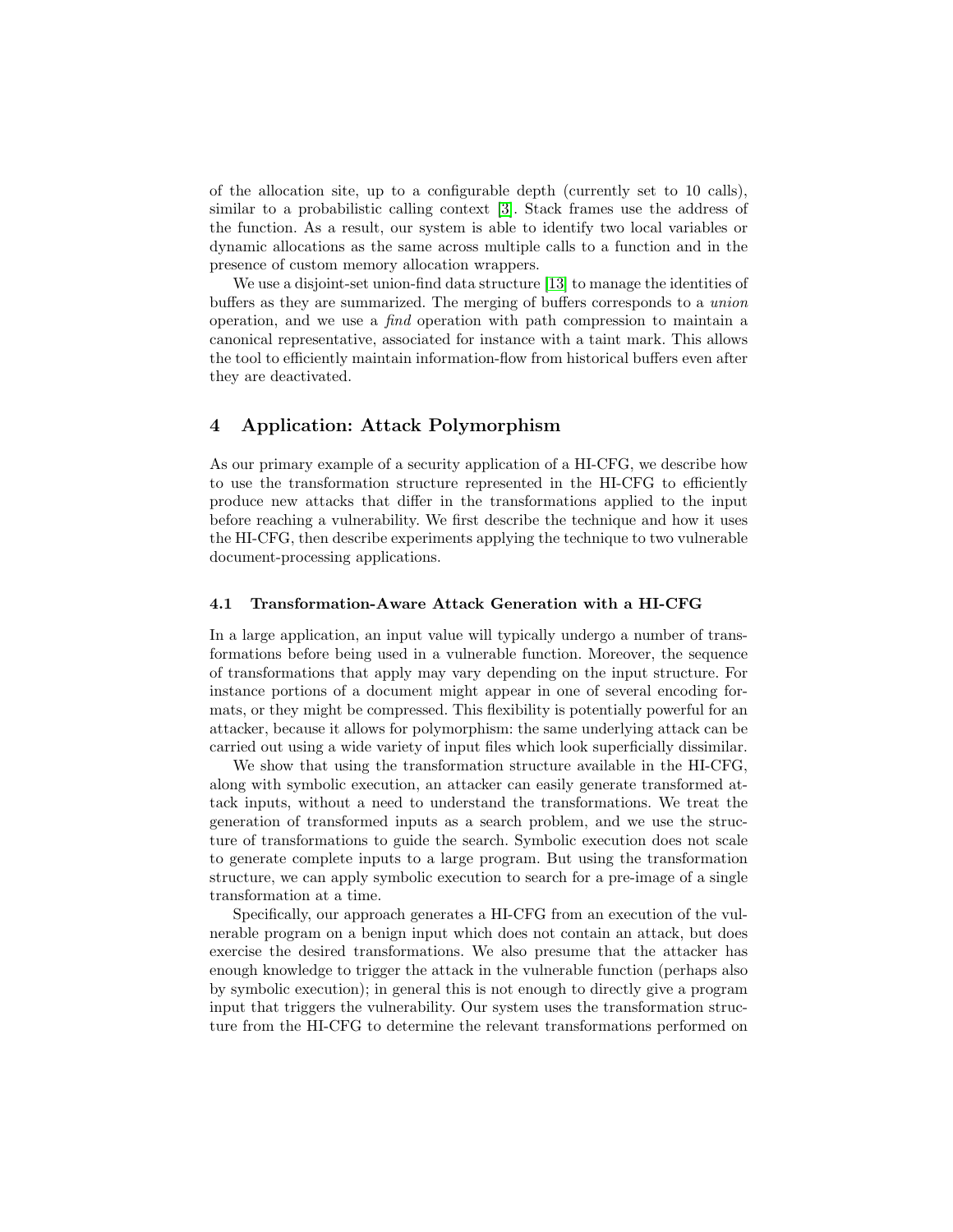of the allocation site, up to a configurable depth (currently set to 10 calls), similar to a probabilistic calling context [3]. Stack frames use the address of the function. As a result, our system is able to identify two local variables or dynamic allocations as the same across multiple calls to a function and in the presence of custom memory allocation wrappers.

We use a disjoint-set union-find data structure [13] to manage the identities of buffers as they are summarized. The merging of buffers corresponds to a *union* operation, and we use a *find* operation with path compression to maintain a canonical representative, associated for instance with a taint mark. This allows the tool to efficiently maintain information-flow from historical buffers even after they are deactivated.

## 4 Application: Attack Polymorphism

As our primary example of a security application of a HI-CFG, we describe how to use the transformation structure represented in the HI-CFG to efficiently produce new attacks that differ in the transformations applied to the input before reaching a vulnerability. We first describe the technique and how it uses the HI-CFG, then describe experiments applying the technique to two vulnerable document-processing applications.

### 4.1 Transformation-Aware Attack Generation with a HI-CFG

In a large application, an input value will typically undergo a number of transformations before being used in a vulnerable function. Moreover, the sequence of transformations that apply may vary depending on the input structure. For instance portions of a document might appear in one of several encoding formats, or they might be compressed. This flexibility is potentially powerful for an attacker, because it allows for polymorphism: the same underlying attack can be carried out using a wide variety of input files which look superficially dissimilar.

We show that using the transformation structure available in the HI-CFG, along with symbolic execution, an attacker can easily generate transformed attack inputs, without a need to understand the transformations. We treat the generation of transformed inputs as a search problem, and we use the structure of transformations to guide the search. Symbolic execution does not scale to generate complete inputs to a large program. But using the transformation structure, we can apply symbolic execution to search for a pre-image of a single transformation at a time.

Specifically, our approach generates a HI-CFG from an execution of the vulnerable program on a benign input which does not contain an attack, but does exercise the desired transformations. We also presume that the attacker has enough knowledge to trigger the attack in the vulnerable function (perhaps also by symbolic execution); in general this is not enough to directly give a program input that triggers the vulnerability. Our system uses the transformation structure from the HI-CFG to determine the relevant transformations performed on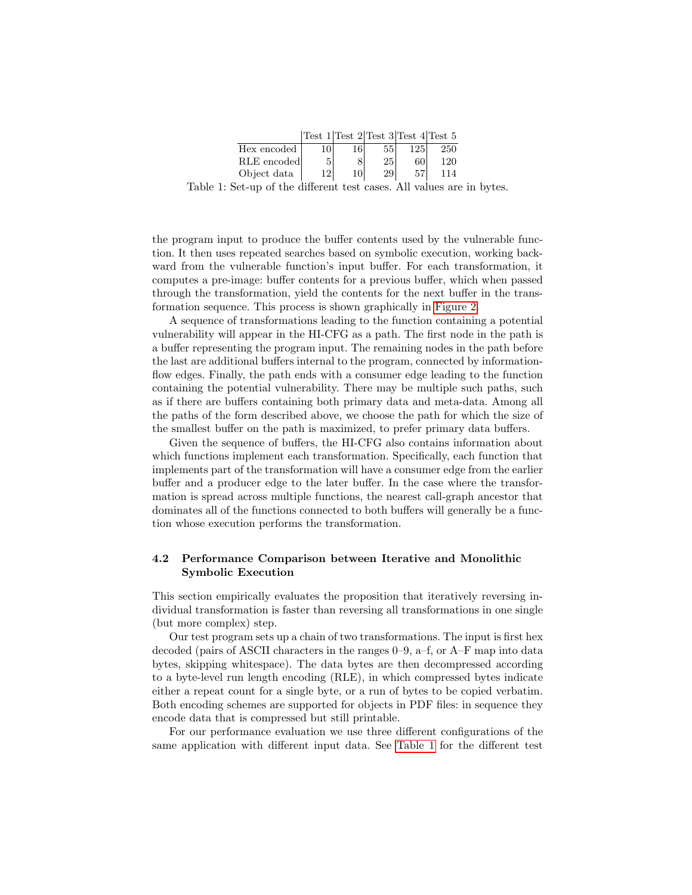| | Test 1 | Test 2 | Test 3 | Test 4 | Test 5 |
|---|---|---|---|---|---|
| Hex encoded | 10 | 16 | 55 | 125 | 250 |
| RLE encoded | 5 | 8 | 25 | 60 | 120 |
| Object data | 12 | 10 | 29 | 57 | 114 |

Table 1: Set-up of the different test cases. All values are in bytes.

the program input to produce the buffer contents used by the vulnerable function. It then uses repeated searches based on symbolic execution, working backward from the vulnerable function's input buffer. For each transformation, it computes a pre-image: buffer contents for a previous buffer, which when passed through the transformation, yield the contents for the next buffer in the transformation sequence. This process is shown graphically in Figure 2.

A sequence of transformations leading to the function containing a potential vulnerability will appear in the HI-CFG as a path. The first node in the path is a buffer representing the program input. The remaining nodes in the path before the last are additional buffers internal to the program, connected by information-flow edges. Finally, the path ends with a consumer edge leading to the function containing the potential vulnerability. There may be multiple such paths, such as if there are buffers containing both primary data and meta-data. Among all the paths of the form described above, we choose the path for which the size of the smallest buffer on the path is maximized, to prefer primary data buffers.

Given the sequence of buffers, the HI-CFG also contains information about which functions implement each transformation. Specifically, each function that implements part of the transformation will have a consumer edge from the earlier buffer and a producer edge to the later buffer. In the case where the transformation is spread across multiple functions, the nearest call-graph ancestor that dominates all of the functions connected to both buffers will generally be a function whose execution performs the transformation.

### 4.2 Performance Comparison between Iterative and Monolithic Symbolic Execution

This section empirically evaluates the proposition that iteratively reversing individual transformation is faster than reversing all transformations in one single (but more complex) step.

Our test program sets up a chain of two transformations. The input is first hex decoded (pairs of ASCII characters in the ranges 0–9, a–f, or A–F map into data bytes, skipping whitespace). The data bytes are then decompressed according to a byte-level run length encoding (RLE), in which compressed bytes indicate either a repeat count for a single byte, or a run of bytes to be copied verbatim. Both encoding schemes are supported for objects in PDF files: in sequence they encode data that is compressed but still printable.

For our performance evaluation we use three different configurations of the same application with different input data. See Table 1 for the different test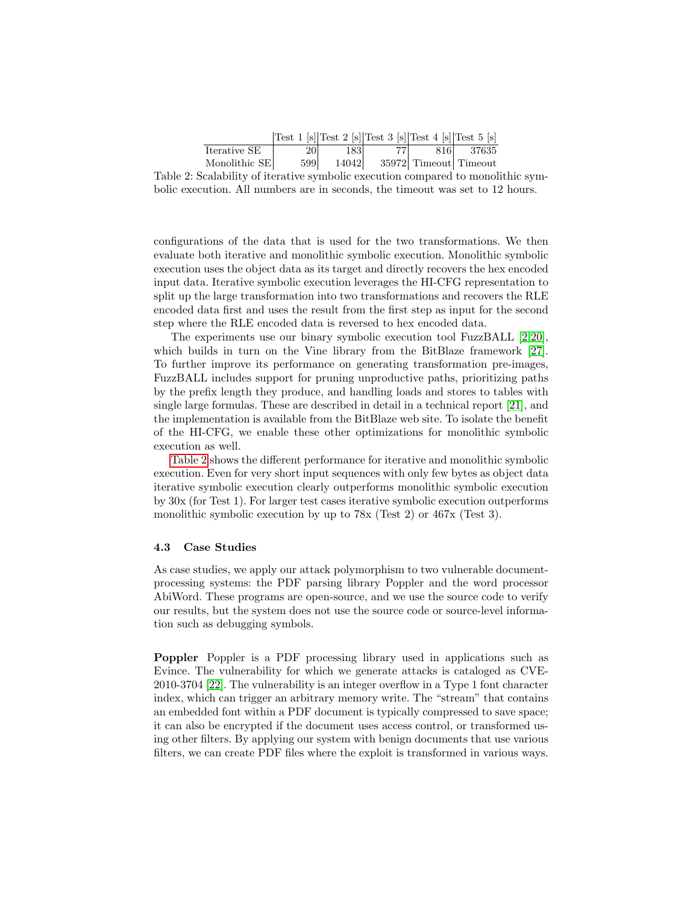|  | Test 1 [s] | Test 2 [s] | Test 3 [s] | Test 4 [s] | Test 5 [s] |
|---|---|---|---|---|---|
| Iterative SE | 20 | 183 | 77 | 816 | 37635 |
| Monolithic SE | 599 | 14042 | 35972 | Timeout | Timeout |

Table 2: Scalability of iterative symbolic execution compared to monolithic symbolic execution. All numbers are in seconds, the timeout was set to 12 hours.

configurations of the data that is used for the two transformations. We then evaluate both iterative and monolithic symbolic execution. Monolithic symbolic execution uses the object data as its target and directly recovers the hex encoded input data. Iterative symbolic execution leverages the HI-CFG representation to split up the large transformation into two transformations and recovers the RLE encoded data first and uses the result from the first step as input for the second step where the RLE encoded data is reversed to hex encoded data.

The experiments use our binary symbolic execution tool FuzzBALL [2,20], which builds in turn on the Vine library from the BitBlaze framework [27]. To further improve its performance on generating transformation pre-images, FuzzBALL includes support for pruning unproductive paths, prioritizing paths by the prefix length they produce, and handling loads and stores to tables with single large formulas. These are described in detail in a technical report [21], and the implementation is available from the BitBlaze web site. To isolate the benefit of the HI-CFG, we enable these other optimizations for monolithic symbolic execution as well.

Table 2 shows the different performance for iterative and monolithic symbolic execution. Even for very short input sequences with only few bytes as object data iterative symbolic execution clearly outperforms monolithic symbolic execution by 30x (for Test 1). For larger test cases iterative symbolic execution outperforms monolithic symbolic execution by up to 78x (Test 2) or 467x (Test 3).

### 4.3 Case Studies

As case studies, we apply our attack polymorphism to two vulnerable document-processing systems: the PDF parsing library Poppler and the word processor AbiWord. These programs are open-source, and we use the source code to verify our results, but the system does not use the source code or source-level information such as debugging symbols.

**Poppler** Poppler is a PDF processing library used in applications such as Evince. The vulnerability for which we generate attacks is cataloged as CVE-2010-3704 [22]. The vulnerability is an integer overflow in a Type 1 font character index, which can trigger an arbitrary memory write. The "stream" that contains an embedded font within a PDF document is typically compressed to save space; it can also be encrypted if the document uses access control, or transformed using other filters. By applying our system with benign documents that use various filters, we can create PDF files where the exploit is transformed in various ways.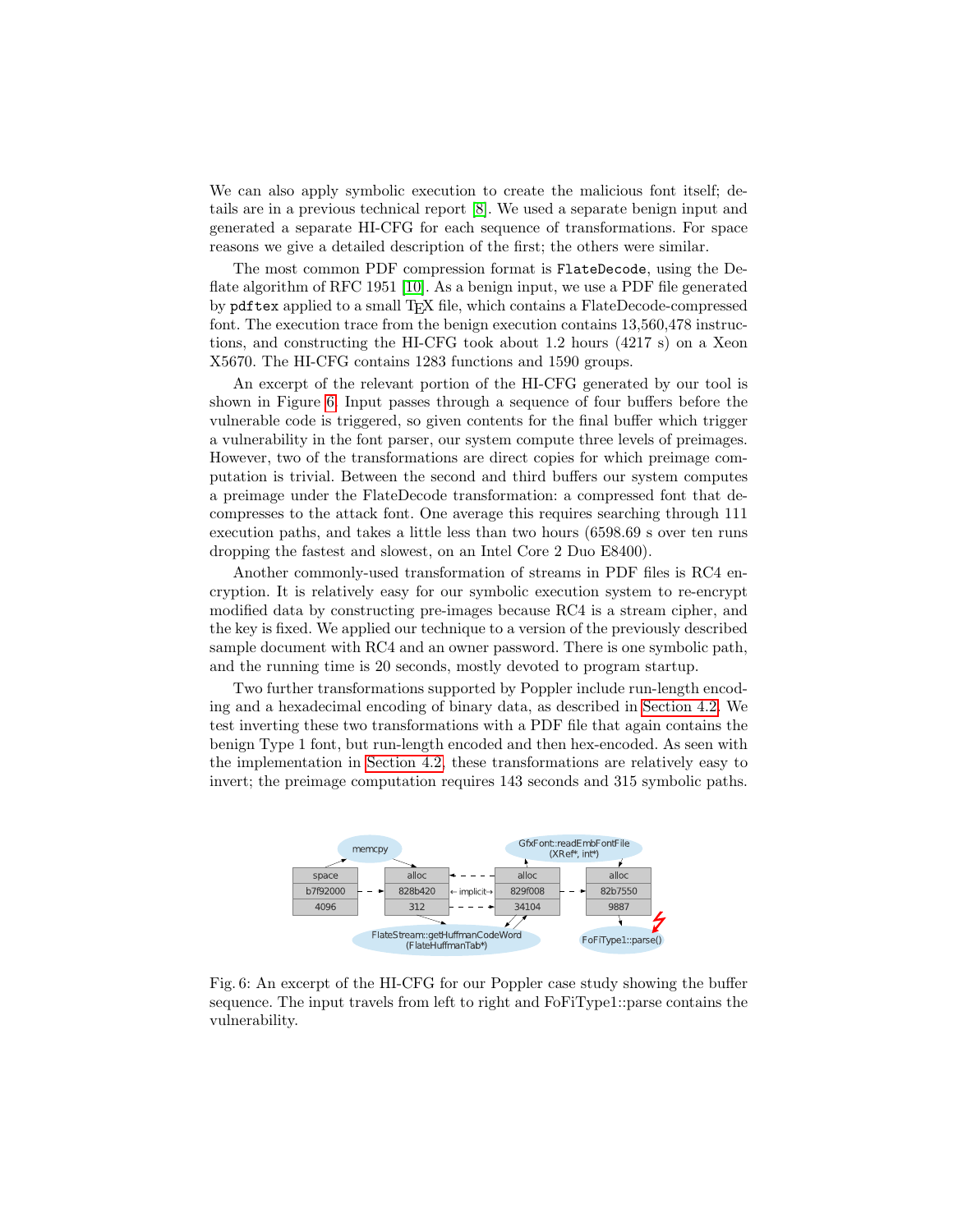We can also apply symbolic execution to create the malicious font itself; details are in a previous technical report [8]. We used a separate benign input and generated a separate HI-CFG for each sequence of transformations. For space reasons we give a detailed description of the first; the others were similar.

The most common PDF compression format is `FlateDecode`, using the Deflate algorithm of RFC 1951 [10]. As a benign input, we use a PDF file generated by `pdftex` applied to a small TEX file, which contains a FlateDecode-compressed font. The execution trace from the benign execution contains 13,560,478 instructions, and constructing the HI-CFG took about 1.2 hours (4217 s) on a Xeon X5670. The HI-CFG contains 1283 functions and 1590 groups.

An excerpt of the relevant portion of the HI-CFG generated by our tool is shown in Figure 6. Input passes through a sequence of four buffers before the vulnerable code is triggered, so given contents for the final buffer which trigger a vulnerability in the font parser, our system compute three levels of preimages. However, two of the transformations are direct copies for which preimage computation is trivial. Between the second and third buffers our system computes a preimage under the FlateDecode transformation: a compressed font that decompresses to the attack font. One average this requires searching through 111 execution paths, and takes a little less than two hours (6598.69 s over ten runs dropping the fastest and slowest, on an Intel Core 2 Duo E8400).

Another commonly-used transformation of streams in PDF files is RC4 encryption. It is relatively easy for our symbolic execution system to re-encrypt modified data by constructing pre-images because RC4 is a stream cipher, and the key is fixed. We applied our technique to a version of the previously described sample document with RC4 and an owner password. There is one symbolic path, and the running time is 20 seconds, mostly devoted to program startup.

Two further transformations supported by Poppler include run-length encoding and a hexadecimal encoding of binary data, as described in Section 4.2. We test inverting these two transformations with a PDF file that again contains the benign Type 1 font, but run-length encoded and then hex-encoded. As seen with the implementation in Section 4.2, these transformations are relatively easy to invert; the preimage computation requires 143 seconds and 315 symbolic paths.

Fig. 6: An excerpt of the HI-CFG for our Poppler case study showing the buffer sequence. The input travels from left to right and FoFiType1::parse contains the vulnerability.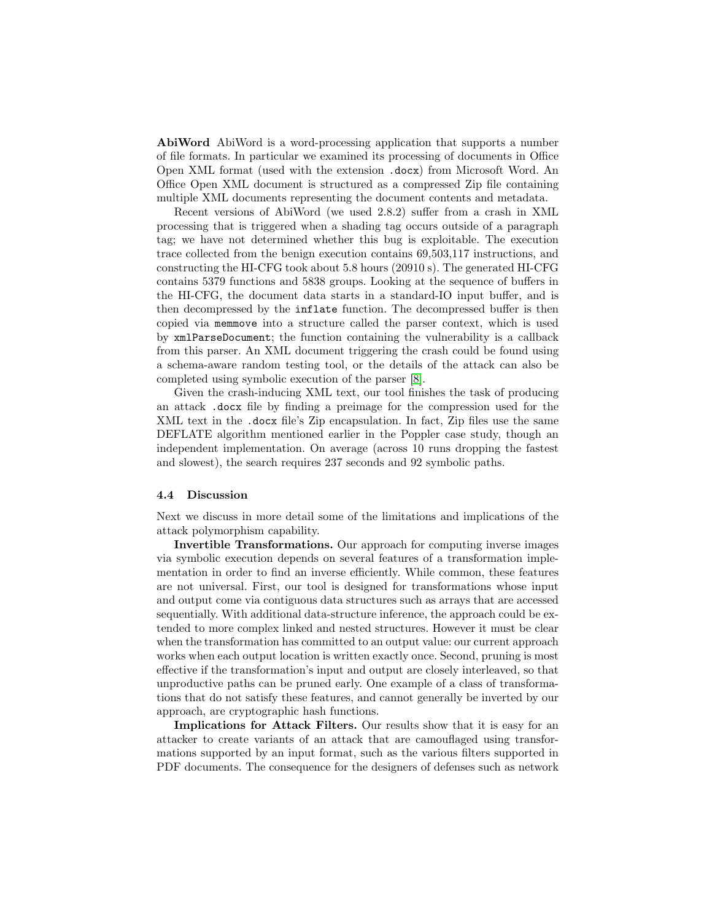**AbiWord** AbiWord is a word-processing application that supports a number of file formats. In particular we examined its processing of documents in Office Open XML format (used with the extension `.docx`) from Microsoft Word. An Office Open XML document is structured as a compressed Zip file containing multiple XML documents representing the document contents and metadata.

Recent versions of AbiWord (we used 2.8.2) suffer from a crash in XML processing that is triggered when a shading tag occurs outside of a paragraph tag; we have not determined whether this bug is exploitable. The execution trace collected from the benign execution contains 69,503,117 instructions, and constructing the HI-CFG took about 5.8 hours (20910 s). The generated HI-CFG contains 5379 functions and 5838 groups. Looking at the sequence of buffers in the HI-CFG, the document data starts in a standard-IO input buffer, and is then decompressed by the `inflate` function. The decompressed buffer is then copied via `memmove` into a structure called the parser context, which is used by `xmlParseDocument`; the function containing the vulnerability is a callback from this parser. An XML document triggering the crash could be found using a schema-aware random testing tool, or the details of the attack can also be completed using symbolic execution of the parser [8].

Given the crash-inducing XML text, our tool finishes the task of producing an attack `.docx` file by finding a preimage for the compression used for the XML text in the `.docx` file's Zip encapsulation. In fact, Zip files use the same DEFLATE algorithm mentioned earlier in the Poppler case study, though an independent implementation. On average (across 10 runs dropping the fastest and slowest), the search requires 237 seconds and 92 symbolic paths.

### 4.4 Discussion

Next we discuss in more detail some of the limitations and implications of the attack polymorphism capability.

**Invertible Transformations.** Our approach for computing inverse images via symbolic execution depends on several features of a transformation implementation in order to find an inverse efficiently. While common, these features are not universal. First, our tool is designed for transformations whose input and output come via contiguous data structures such as arrays that are accessed sequentially. With additional data-structure inference, the approach could be extended to more complex linked and nested structures. However it must be clear when the transformation has committed to an output value: our current approach works when each output location is written exactly once. Second, pruning is most effective if the transformation's input and output are closely interleaved, so that unproductive paths can be pruned early. One example of a class of transformations that do not satisfy these features, and cannot generally be inverted by our approach, are cryptographic hash functions.

**Implications for Attack Filters.** Our results show that it is easy for an attacker to create variants of an attack that are camouflaged using transformations supported by an input format, such as the various filters supported in PDF documents. The consequence for the designers of defenses such as network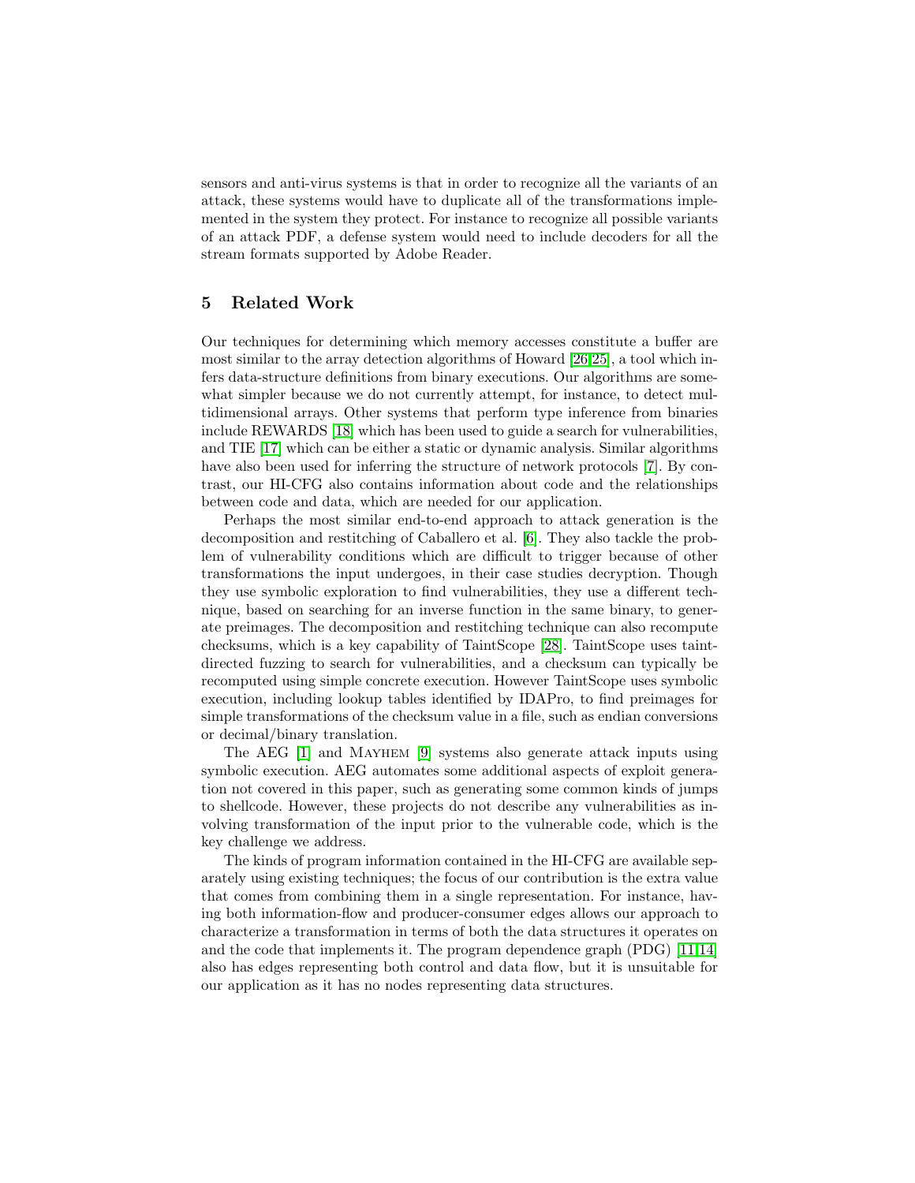sensors and anti-virus systems is that in order to recognize all the variants of an attack, these systems would have to duplicate all of the transformations implemented in the system they protect. For instance to recognize all possible variants of an attack PDF, a defense system would need to include decoders for all the stream formats supported by Adobe Reader.

## 5 Related Work

Our techniques for determining which memory accesses constitute a buffer are most similar to the array detection algorithms of Howard [26,25], a tool which infers data-structure definitions from binary executions. Our algorithms are somewhat simpler because we do not currently attempt, for instance, to detect multidimensional arrays. Other systems that perform type inference from binaries include REWARDS [18] which has been used to guide a search for vulnerabilities, and TIE [17] which can be either a static or dynamic analysis. Similar algorithms have also been used for inferring the structure of network protocols [7]. By contrast, our HI-CFG also contains information about code and the relationships between code and data, which are needed for our application.

Perhaps the most similar end-to-end approach to attack generation is the decomposition and restitching of Caballero et al. [6]. They also tackle the problem of vulnerability conditions which are difficult to trigger because of other transformations the input undergoes, in their case studies decryption. Though they use symbolic exploration to find vulnerabilities, they use a different technique, based on searching for an inverse function in the same binary, to generate preimages. The decomposition and restitching technique can also recompute checksums, which is a key capability of TaintScope [28]. TaintScope uses taint-directed fuzzing to search for vulnerabilities, and a checksum can typically be recomputed using simple concrete execution. However TaintScope uses symbolic execution, including lookup tables identified by IDAPro, to find preimages for simple transformations of the checksum value in a file, such as endian conversions or decimal/binary translation.

The AEG [1] and Mayhem [9] systems also generate attack inputs using symbolic execution. AEG automates some additional aspects of exploit generation not covered in this paper, such as generating some common kinds of jumps to shellcode. However, these projects do not describe any vulnerabilities as involving transformation of the input prior to the vulnerable code, which is the key challenge we address.

The kinds of program information contained in the HI-CFG are available separately using existing techniques; the focus of our contribution is the extra value that comes from combining them in a single representation. For instance, having both information-flow and producer-consumer edges allows our approach to characterize a transformation in terms of both the data structures it operates on and the code that implements it. The program dependence graph (PDG) [11,14] also has edges representing both control and data flow, but it is unsuitable for our application as it has no nodes representing data structures.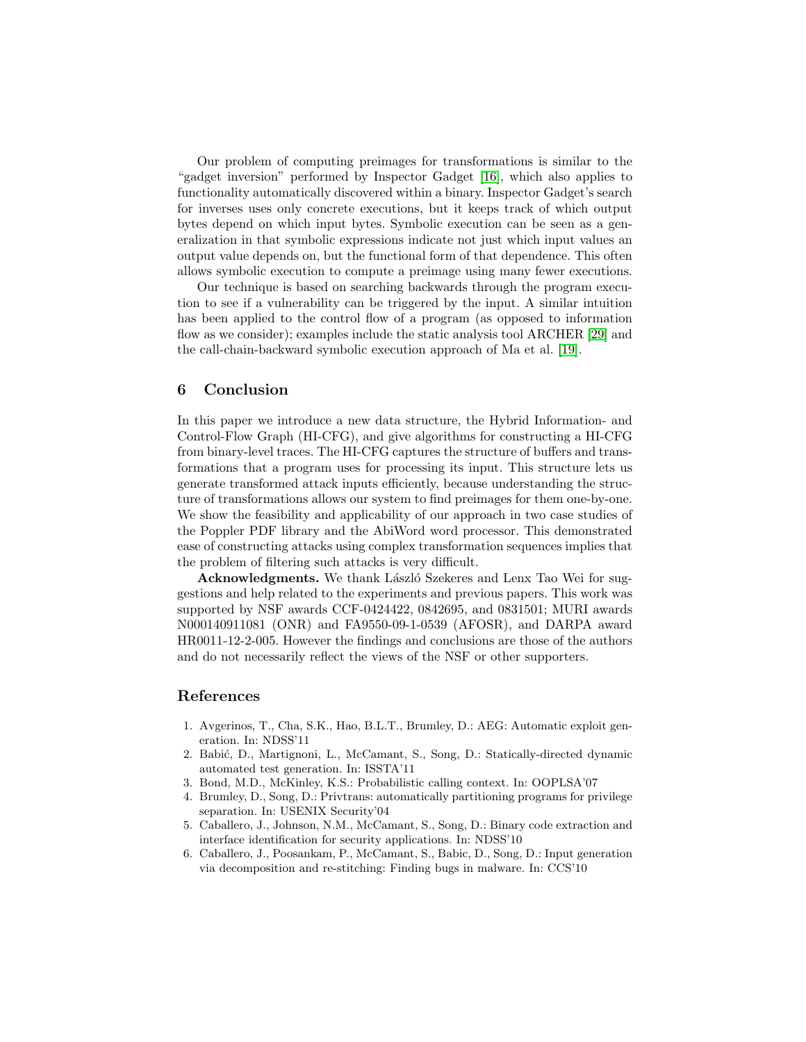Our problem of computing preimages for transformations is similar to the "gadget inversion" performed by Inspector Gadget [16], which also applies to functionality automatically discovered within a binary. Inspector Gadget's search for inverses uses only concrete executions, but it keeps track of which output bytes depend on which input bytes. Symbolic execution can be seen as a generalization in that symbolic expressions indicate not just which input values an output value depends on, but the functional form of that dependence. This often allows symbolic execution to compute a preimage using many fewer executions.

Our technique is based on searching backwards through the program execution to see if a vulnerability can be triggered by the input. A similar intuition has been applied to the control flow of a program (as opposed to information flow as we consider); examples include the static analysis tool ARCHER [29] and the call-chain-backward symbolic execution approach of Ma et al. [19].

## 6 Conclusion

In this paper we introduce a new data structure, the Hybrid Information- and Control-Flow Graph (HI-CFG), and give algorithms for constructing a HI-CFG from binary-level traces. The HI-CFG captures the structure of buffers and transformations that a program uses for processing its input. This structure lets us generate transformed attack inputs efficiently, because understanding the structure of transformations allows our system to find preimages for them one-by-one. We show the feasibility and applicability of our approach in two case studies of the Poppler PDF library and the AbiWord word processor. This demonstrated ease of constructing attacks using complex transformation sequences implies that the problem of filtering such attacks is very difficult.

**Acknowledgments.** We thank László Szekeres and Lenx Tao Wei for suggestions and help related to the experiments and previous papers. This work was supported by NSF awards CCF-0424422, 0842695, and 0831501; MURI awards N000140911081 (ONR) and FA9550-09-1-0539 (AFOSR), and DARPA award HR0011-12-2-005. However the findings and conclusions are those of the authors and do not necessarily reflect the views of the NSF or other supporters.

## References

1. Avgerinos, T., Cha, S.K., Hao, B.L.T., Brumley, D.: AEG: Automatic exploit generation. In: NDSS'11
2. Babić, D., Martignoni, L., McCamant, S., Song, D.: Statically-directed dynamic automated test generation. In: ISSTA'11
3. Bond, M.D., McKinley, K.S.: Probabilistic calling context. In: OOPLSA'07
4. Brumley, D., Song, D.: Privtrans: automatically partitioning programs for privilege separation. In: USENIX Security'04
5. Caballero, J., Johnson, N.M., McCamant, S., Song, D.: Binary code extraction and interface identification for security applications. In: NDSS'10
6. Caballero, J., Poosankam, P., McCamant, S., Babic, D., Song, D.: Input generation via decomposition and re-stitching: Finding bugs in malware. In: CCS'10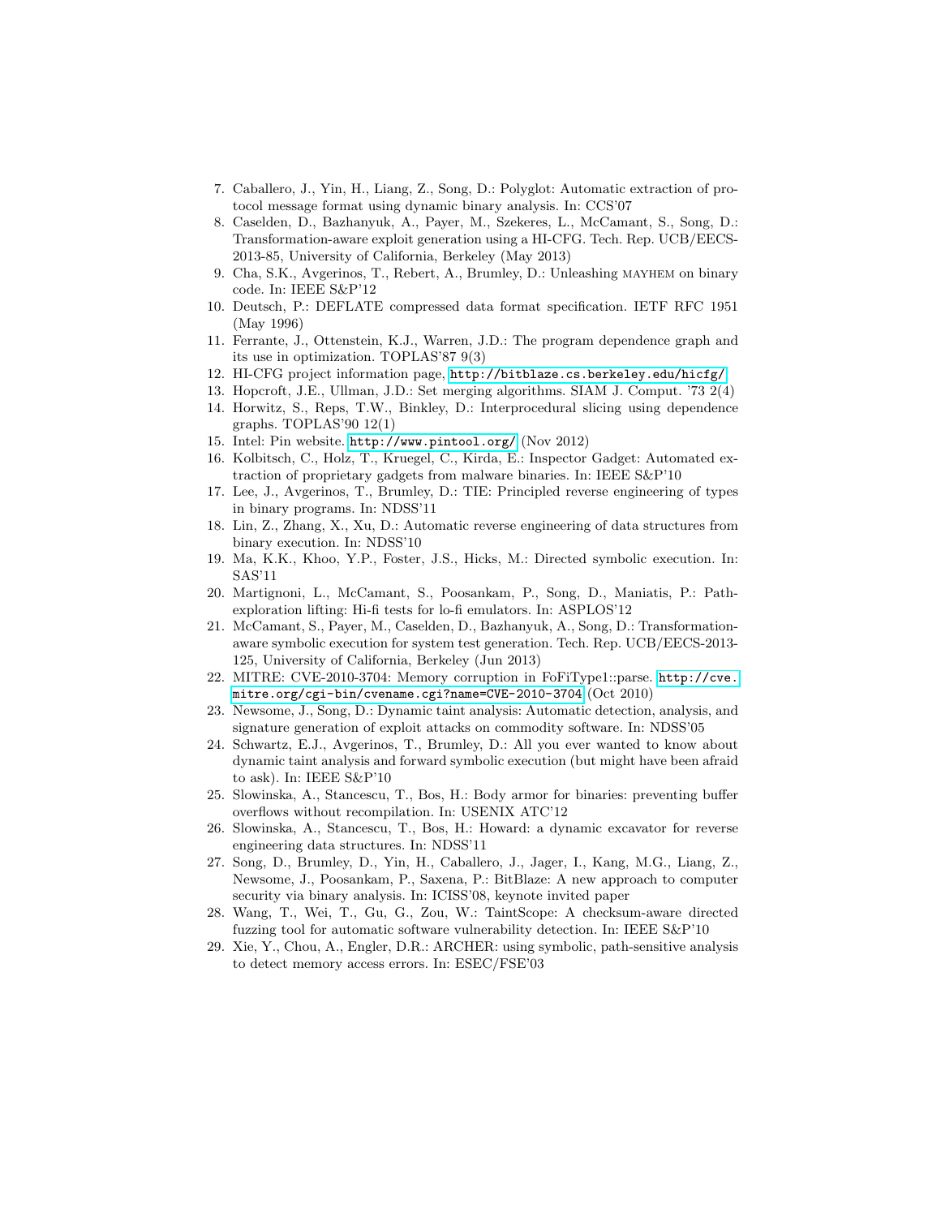7. Caballero, J., Yin, H., Liang, Z., Song, D.: Polyglot: Automatic extraction of protocol message format using dynamic binary analysis. In: CCS'07
8. Caselden, D., Bazhanyuk, A., Payer, M., Szekeres, L., McCamant, S., Song, D.: Transformation-aware exploit generation using a HI-CFG. Tech. Rep. UCB/EECS-2013-85, University of California, Berkeley (May 2013)
9. Cha, S.K., Avgerinos, T., Rebert, A., Brumley, D.: Unleashing MAYHEM on binary code. In: IEEE S&P'12
10. Deutsch, P.: DEFLATE compressed data format specification. IETF RFC 1951 (May 1996)
11. Ferrante, J., Ottenstein, K.J., Warren, J.D.: The program dependence graph and its use in optimization. TOPLAS'87 9(3)
12. HI-CFG project information page, http://bitblaze.cs.berkeley.edu/hicfg/
13. Hopcroft, J.E., Ullman, J.D.: Set merging algorithms. SIAM J. Comput. '73 2(4)
14. Horwitz, S., Reps, T.W., Binkley, D.: Interprocedural slicing using dependence graphs. TOPLAS'90 12(1)
15. Intel: Pin website. http://www.pintool.org/ (Nov 2012)
16. Kolbitsch, C., Holz, T., Kruegel, C., Kirda, E.: Inspector Gadget: Automated extraction of proprietary gadgets from malware binaries. In: IEEE S&P'10
17. Lee, J., Avgerinos, T., Brumley, D.: TIE: Principled reverse engineering of types in binary programs. In: NDSS'11
18. Lin, Z., Zhang, X., Xu, D.: Automatic reverse engineering of data structures from binary execution. In: NDSS'10
19. Ma, K.K., Khoo, Y.P., Foster, J.S., Hicks, M.: Directed symbolic execution. In: SAS'11
20. Martignoni, L., McCamant, S., Poosankam, P., Song, D., Maniatis, P.: Path-exploration lifting: Hi-fi tests for lo-fi emulators. In: ASPLOS'12
21. McCamant, S., Payer, M., Caselden, D., Bazhanyuk, A., Song, D.: Transformation-aware symbolic execution for system test generation. Tech. Rep. UCB/EECS-2013-125, University of California, Berkeley (Jun 2013)
22. MITRE: CVE-2010-3704: Memory corruption in FoFiType1::parse. http://cve.mitre.org/cgi-bin/cvename.cgi?name=CVE-2010-3704 (Oct 2010)
23. Newsome, J., Song, D.: Dynamic taint analysis: Automatic detection, analysis, and signature generation of exploit attacks on commodity software. In: NDSS'05
24. Schwartz, E.J., Avgerinos, T., Brumley, D.: All you ever wanted to know about dynamic taint analysis and forward symbolic execution (but might have been afraid to ask). In: IEEE S&P'10
25. Slowinska, A., Stancescu, T., Bos, H.: Body armor for binaries: preventing buffer overflows without recompilation. In: USENIX ATC'12
26. Slowinska, A., Stancescu, T., Bos, H.: Howard: a dynamic excavator for reverse engineering data structures. In: NDSS'11
27. Song, D., Brumley, D., Yin, H., Caballero, J., Jager, I., Kang, M.G., Liang, Z., Newsome, J., Poosankam, P., Saxena, P.: BitBlaze: A new approach to computer security via binary analysis. In: ICISS'08, keynote invited paper
28. Wang, T., Wei, T., Gu, G., Zou, W.: TaintScope: A checksum-aware directed fuzzing tool for automatic software vulnerability detection. In: IEEE S&P'10
29. Xie, Y., Chou, A., Engler, D.R.: ARCHER: using symbolic, path-sensitive analysis to detect memory access errors. In: ESEC/FSE'03